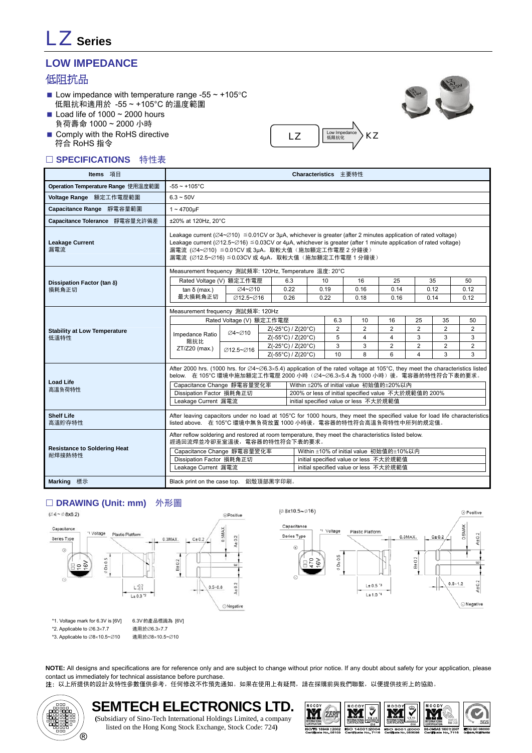# LZ Series

## LOW IMPEDANCE

## 低阻抗品

- Low impedance with temperature range -55 ~ +105°C
  低阻抗和適用於 -55 ~ +105°C 的溫度範圍
- Load life of 1000 ~ 2000 hours
  負荷壽命 1000 ~ 2000 小時
- Comply with the RoHS directive
  符合 RoHS 指令

LZ → Low Impedance 低阻抗化 → KZ

## □ SPECIFICATIONS 特性表

| Items 項目 | Characteristics 主要特性 |
|---|---|
| Operation Temperature Range 使用溫度範圍 | -55 ~ +105°C |
| Voltage Range 額定工作電壓範圍 | 6.3 ~ 50V |
| Capacitance Range 靜電容量範圍 | 1 ~ 4700µF |
| Capacitance Tolerance 靜電容量允許偏差 | ±20% at 120Hz, 20°C |
| Leakage Current 漏電流 | Leakage current (∅4~∅10) ≦0.01CV or 3µA, whichever is greater (after 2 minutes application of rated voltage)<br>Leakage current (∅12.5~∅16) ≦0.03CV or 4µA, whichever is greater (after 1 minute application of rated voltage)<br>漏電流 (∅4~∅10) ≦0.01CV 或 3µA，取較大值（施加額定工作電壓 2 分鐘後）<br>漏電流 (∅12.5~∅16) ≦0.03CV 或 4µA，取較大值（施加額定工作電壓 1 分鐘後） |

**Dissipation Factor (tan δ) 損耗角正切**

Measurement frequency 測試頻率: 120Hz, Temperature 溫度: 20°C

| Rated Voltage (V) 額定工作電壓 | | 6.3 | 10 | 16 | 25 | 35 | 50 |
|---|---|---|---|---|---|---|---|
| tan δ (max.) 最大損耗角正切 | ∅4~∅10 | 0.22 | 0.19 | 0.16 | 0.14 | 0.12 | 0.12 |
| | ∅12.5~∅16 | 0.26 | 0.22 | 0.18 | 0.16 | 0.14 | 0.12 |

**Stability at Low Temperature 低溫特性**

Measurement frequency 測試頻率: 120Hz

| Rated Voltage (V) 額定工作電壓 | | | 6.3 | 10 | 16 | 25 | 35 | 50 |
|---|---|---|---|---|---|---|---|---|
| Impedance Ratio 阻抗比 ZT/Z20 (max.) | ∅4~∅10 | Z(-25°C) / Z(20°C) | 2 | 2 | 2 | 2 | 2 | 2 |
| | | Z(-55°C) / Z(20°C) | 5 | 4 | 4 | 3 | 3 | 3 |
| | ∅12.5~∅16 | Z(-25°C) / Z(20°C) | 3 | 3 | 2 | 2 | 2 | 2 |
| | | Z(-55°C) / Z(20°C) | 10 | 8 | 6 | 4 | 3 | 3 |

**Load Life 高溫負荷特性**

After 2000 hrs. (1000 hrs. for ∅4~∅6.3×5.4) application of the rated voltage at 105°C, they meet the characteristics listed below. 在 105°C 環境中施加額定工作電壓 2000 小時（∅4~∅6.3×5.4 為 1000 小時）後，電容器的特性符合下表的要求。

| Item | Requirement |
|---|---|
| Capacitance Change 靜電容量變化率 | Within ±20% of initial value 初始值的±20%以內 |
| Dissipation Factor 損耗角正切 | 200% or less of initial specified value 不大於規範值的 200% |
| Leakage Current 漏電流 | initial specified value or less 不大於規範值 |

**Shelf Life 高溫貯存特性**

After leaving capacitors under no load at 105°C for 1000 hours, they meet the specified value for load life characteristics listed above. 在 105°C 環境中無負荷放置 1000 小時後，電容器的特性符合高溫負荷特性中所列的規定值。

**Resistance to Soldering Heat 耐焊接熱特性**

After reflow soldering and restored at room temperature, they meet the characteristics listed below.
經過回流焊並冷卻至室溫後，電容器的特性符合下表的要求。

| Item | Requirement |
|---|---|
| Capacitance Change 靜電容量變化率 | Within ±10% of initial value 初始值的±10%以內 |
| Dissipation Factor 損耗角正切 | initial specified value or less 不大於規範值 |
| Leakage Current 漏電流 | initial specified value or less 不大於規範值 |

**Marking 標示**

Black print on the case top. 鋁殼頂部黑字印刷。

## □ DRAWING (Unit: mm) 外形圖

(∅4~∅8x6.2) — Capacitance, Series Type, *1 Voltage, Plastic Platform, ⊕Positive, ⊖Negative, 0.3MAX., C±0.2, 0.5MAX, A±0.2, B±0.2, ∅D±0.5, L±0.3 *2, 0.5~0.8

(∅8x10.5~∅16) — Capacitance, Series Type, *1 Voltage, Plastic Platform, ⊕Positive, ⊖Negative, 0.3MAX., C±0.2, 0.5MAX, A±0.2, B±0.2, ∅D±0.5, L±0.5 *3, L±1.0 *4, 0.8~1.2

*1. Voltage mark for 6.3V is [6V] 6.3V的產品標識為 [6V]
*2. Applicable to ∅6.3×7.7 適用於∅6.3×7.7
*3. Applicable to ∅8×10.5~∅10 適用於∅8×10.5~∅10

**NOTE:** All designs and specifications are for reference only and are subject to change without prior notice. If any doubt about safety for your application, please contact us immediately for technical assistance before purchase.
**注：** 以上所提供的設計及特性參數僅供參考，任何修改不作預先通知。如果在使用上有疑問，請在採購前與我們聯繫，以便提供技術上的協助。

**SEMTECH ELECTRONICS LTD.**
(Subsidiary of Sino-Tech International Holdings Limited, a company listed on the Hong Kong Stock Exchange, Stock Code: 724)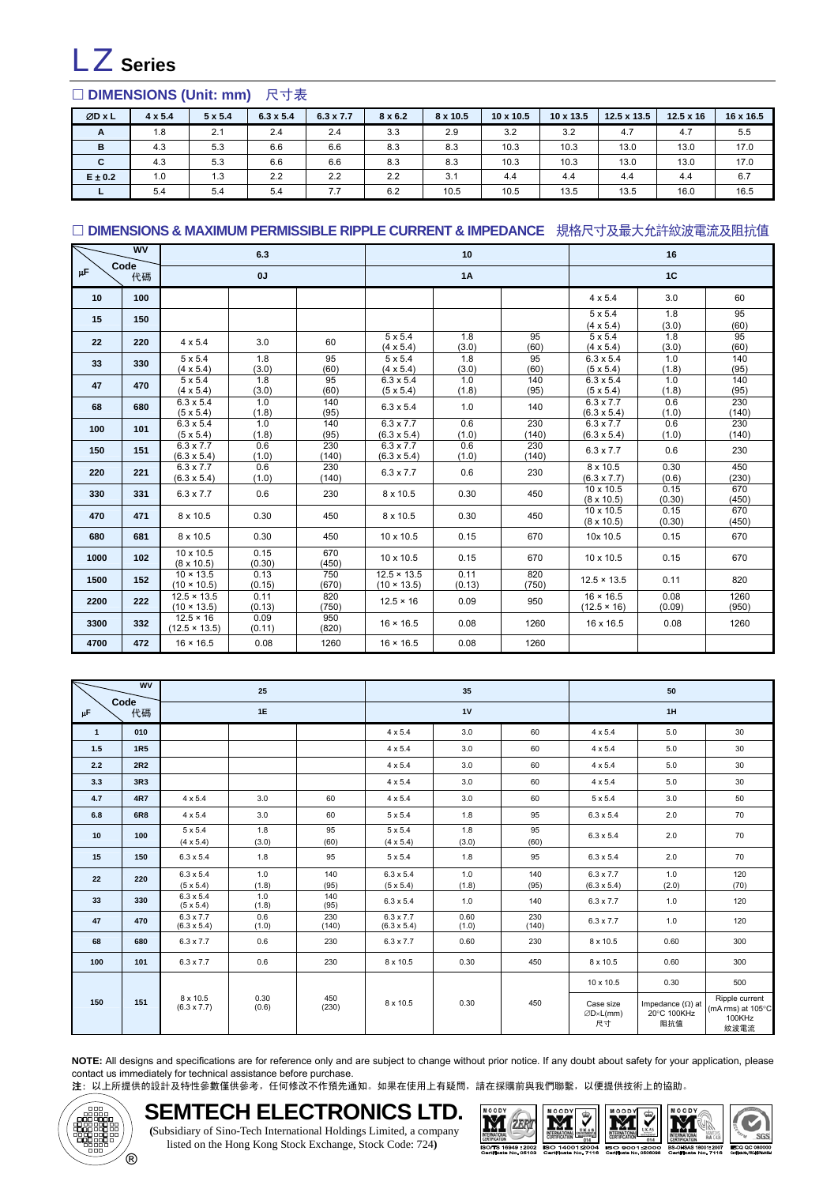# LZ Series

## □ DIMENSIONS (Unit: mm) 尺寸表

| ∅D x L | 4 x 5.4 | 5 x 5.4 | 6.3 x 5.4 | 6.3 x 7.7 | 8 x 6.2 | 8 x 10.5 | 10 x 10.5 | 10 x 13.5 | 12.5 x 13.5 | 12.5 x 16 | 16 x 16.5 |
|---|---|---|---|---|---|---|---|---|---|---|---|
| A | 1.8 | 2.1 | 2.4 | 2.4 | 3.3 | 2.9 | 3.2 | 3.2 | 4.7 | 4.7 | 5.5 |
| B | 4.3 | 5.3 | 6.6 | 6.6 | 8.3 | 8.3 | 10.3 | 10.3 | 13.0 | 13.0 | 17.0 |
| C | 4.3 | 5.3 | 6.6 | 6.6 | 8.3 | 8.3 | 10.3 | 10.3 | 13.0 | 13.0 | 17.0 |
| E ± 0.2 | 1.0 | 1.3 | 2.2 | 2.2 | 2.2 | 3.1 | 4.4 | 4.4 | 4.4 | 4.4 | 6.7 |
| L | 5.4 | 5.4 | 5.4 | 7.7 | 6.2 | 10.5 | 10.5 | 13.5 | 13.5 | 16.0 | 16.5 |

## □ DIMENSIONS & MAXIMUM PERMISSIBLE RIPPLE CURRENT & IMPEDANCE 規格尺寸及最大允許紋波電流及阻抗值

| μF \ WV | Code 代碼 | 6.3 | | | 10 | | | 16 | | |
|---|---|---|---|---|---|---|---|---|---|---|
| | | 0J | | | 1A | | | 1C | | |
| 10 | 100 | | | | | | | 4 x 5.4 | 3.0 | 60 |
| 15 | 150 | | | | | | | 5 x 5.4 (4 x 5.4) | 1.8 (3.0) | 95 (60) |
| 22 | 220 | 4 x 5.4 | 3.0 | 60 | 5 x 5.4 (4 x 5.4) | 1.8 (3.0) | 95 (60) | 5 x 5.4 (4 x 5.4) | 1.8 (3.0) | 95 (60) |
| 33 | 330 | 5 x 5.4 (4 x 5.4) | 1.8 (3.0) | 95 (60) | 5 x 5.4 (4 x 5.4) | 1.8 (3.0) | 95 (60) | 6.3 x 5.4 (5 x 5.4) | 1.0 (1.8) | 140 (95) |
| 47 | 470 | 5 x 5.4 (4 x 5.4) | 1.8 (3.0) | 95 (60) | 6.3 x 5.4 (5 x 5.4) | 1.0 (1.8) | 140 (95) | 6.3 x 5.4 (5 x 5.4) | 1.0 (1.8) | 140 (95) |
| 68 | 680 | 6.3 x 5.4 (5 x 5.4) | 1.0 (1.8) | 140 (95) | 6.3 x 5.4 | 1.0 | 140 | 6.3 x 7.7 (6.3 x 5.4) | 0.6 (1.0) | 230 (140) |
| 100 | 101 | 6.3 x 5.4 (5 x 5.4) | 1.0 (1.8) | 140 (95) | 6.3 x 7.7 (6.3 x 5.4) | 0.6 (1.0) | 230 (140) | 6.3 x 7.7 (6.3 x 5.4) | 0.6 (1.0) | 230 (140) |
| 150 | 151 | 6.3 x 7.7 (6.3 x 5.4) | 0.6 (1.0) | 230 (140) | 6.3 x 7.7 (6.3 x 5.4) | 0.6 (1.0) | 230 (140) | 6.3 x 7.7 | 0.6 | 230 |
| 220 | 221 | 6.3 x 7.7 (6.3 x 5.4) | 0.6 (1.0) | 230 (140) | 6.3 x 7.7 | 0.6 | 230 | 8 x 10.5 (6.3 x 7.7) | 0.30 (0.6) | 450 (230) |
| 330 | 331 | 6.3 x 7.7 | 0.6 | 230 | 8 x 10.5 | 0.30 | 450 | 10 x 10.5 (8 x 10.5) | 0.15 (0.30) | 670 (450) |
| 470 | 471 | 8 x 10.5 | 0.30 | 450 | 8 x 10.5 | 0.30 | 450 | 10 x 10.5 (8 x 10.5) | 0.15 (0.30) | 670 (450) |
| 680 | 681 | 8 x 10.5 | 0.30 | 450 | 10 x 10.5 | 0.15 | 670 | 10x 10.5 | 0.15 | 670 |
| 1000 | 102 | 10 x 10.5 (8 x 10.5) | 0.15 (0.30) | 670 (450) | 10 x 10.5 | 0.15 | 670 | 10 x 10.5 | 0.15 | 670 |
| 1500 | 152 | 10 × 13.5 (10 × 10.5) | 0.13 (0.15) | 750 (670) | 12.5 × 13.5 (10 × 13.5) | 0.11 (0.13) | 820 (750) | 12.5 × 13.5 | 0.11 | 820 |
| 2200 | 222 | 12.5 × 13.5 (10 × 13.5) | 0.11 (0.13) | 820 (750) | 12.5 × 16 | 0.09 | 950 | 16 × 16.5 (12.5 × 16) | 0.08 (0.09) | 1260 (950) |
| 3300 | 332 | 12.5 × 16 (12.5 × 13.5) | 0.09 (0.11) | 950 (820) | 16 × 16.5 | 0.08 | 1260 | 16 x 16.5 | 0.08 | 1260 |
| 4700 | 472 | 16 × 16.5 | 0.08 | 1260 | 16 × 16.5 | 0.08 | 1260 | | | |

| μF \ WV | Code 代碼 | 25 | | | 35 | | | 50 | | |
|---|---|---|---|---|---|---|---|---|---|---|
| | | 1E | | | 1V | | | 1H | | |
| 1 | 010 | | | | 4 x 5.4 | 3.0 | 60 | 4 x 5.4 | 5.0 | 30 |
| 1.5 | 1R5 | | | | 4 x 5.4 | 3.0 | 60 | 4 x 5.4 | 5.0 | 30 |
| 2.2 | 2R2 | | | | 4 x 5.4 | 3.0 | 60 | 4 x 5.4 | 5.0 | 30 |
| 3.3 | 3R3 | | | | 4 x 5.4 | 3.0 | 60 | 4 x 5.4 | 5.0 | 30 |
| 4.7 | 4R7 | 4 x 5.4 | 3.0 | 60 | 4 x 5.4 | 3.0 | 60 | 5 x 5.4 | 3.0 | 50 |
| 6.8 | 6R8 | 4 x 5.4 | 3.0 | 60 | 5 x 5.4 | 1.8 | 95 | 6.3 x 5.4 | 2.0 | 70 |
| 10 | 100 | 5 x 5.4 (4 x 5.4) | 1.8 (3.0) | 95 (60) | 5 x 5.4 (4 x 5.4) | 1.8 (3.0) | 95 (60) | 6.3 x 5.4 | 2.0 | 70 |
| 15 | 150 | 6.3 x 5.4 | 1.8 | 95 | 5 x 5.4 | 1.8 | 95 | 6.3 x 5.4 | 2.0 | 70 |
| 22 | 220 | 6.3 x 5.4 (5 x 5.4) | 1.0 (1.8) | 140 (95) | 6.3 x 5.4 (5 x 5.4) | 1.0 (1.8) | 140 (95) | 6.3 x 7.7 (6.3 x 5.4) | 1.0 (2.0) | 120 (70) |
| 33 | 330 | 6.3 x 5.4 (5 x 5.4) | 1.0 (1.8) | 140 (95) | 6.3 x 5.4 | 1.0 | 140 | 6.3 x 7.7 | 1.0 | 120 |
| 47 | 470 | 6.3 x 7.7 (6.3 x 5.4) | 0.6 (1.0) | 230 (140) | 6.3 x 7.7 (6.3 x 5.4) | 0.60 (1.0) | 230 (140) | 6.3 x 7.7 | 1.0 | 120 |
| 68 | 680 | 6.3 x 7.7 | 0.6 | 230 | 6.3 x 7.7 | 0.60 | 230 | 8 x 10.5 | 0.60 | 300 |
| 100 | 101 | 6.3 x 7.7 | 0.6 | 230 | 8 x 10.5 | 0.30 | 450 | 8 x 10.5 | 0.60 | 300 |
| 150 | 151 | 8 x 10.5 (6.3 x 7.7) | 0.30 (0.6) | 450 (230) | 8 x 10.5 | 0.30 | 450 | 10 x 10.5 | 0.30 | 500 |
| | | | | | | | | Case size ∅D×L(mm) 尺寸 | Impedance (Ω) at 20°C 100KHz 阻抗值 | Ripple current (mA rms) at 105°C 100KHz 紋波電流 |

**NOTE:** All designs and specifications are for reference only and are subject to change without prior notice. If any doubt about safety for your application, please contact us immediately for technical assistance before purchase.

**注**：以上所提供的設計及特性參數僅供參考，任何修改不作預先通知。如果在使用上有疑問，請在採購前與我們聯繫，以便提供技術上的協助。

**SEMTECH ELECTRONICS LTD.**

(Subsidiary of Sino-Tech International Holdings Limited, a company listed on the Hong Kong Stock Exchange, Stock Code: 724)

ISO/TS 16949:2002 Certificate No. 05103 | ISO 14001:2004 Certificate No. 7116 | ISO 9001:2000 Certificate No. 050698 | BS-OHSAS 18001:2007 Certificate No. 7116 | IECQ QC 080000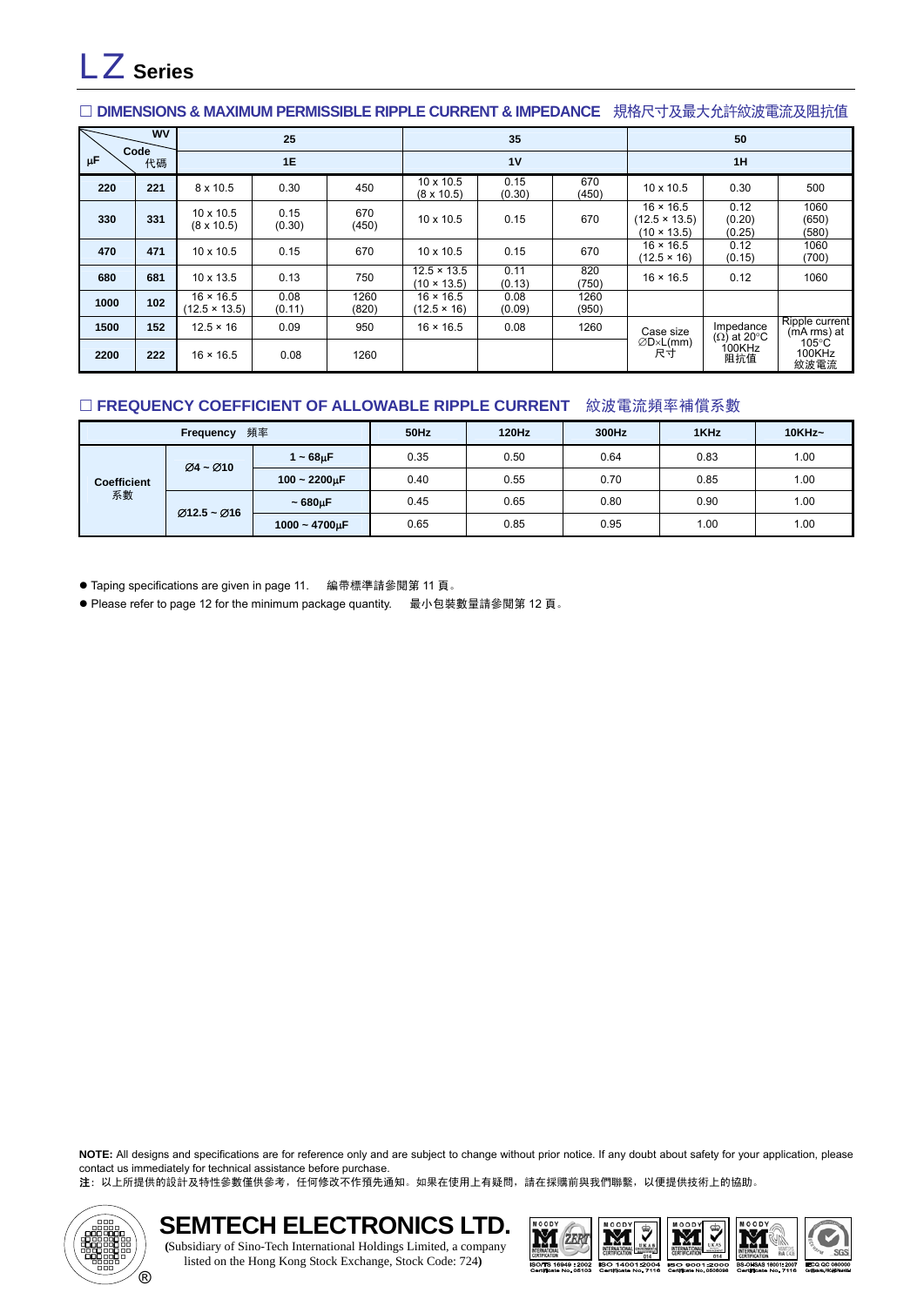# LZ Series

## □ DIMENSIONS & MAXIMUM PERMISSIBLE RIPPLE CURRENT & IMPEDANCE 規格尺寸及最大允許紋波電流及阻抗值

| μF \ WV / Code 代碼 | | 25 | | | 35 | | | 50 | | |
|---|---|---|---|---|---|---|---|---|---|---|
| | | 1E | | | 1V | | | 1H | | |
| 220 | 221 | 8 x 10.5 | 0.30 | 450 | 10 x 10.5 (8 x 10.5) | 0.15 (0.30) | 670 (450) | 10 x 10.5 | 0.30 | 500 |
| 330 | 331 | 10 x 10.5 (8 x 10.5) | 0.15 (0.30) | 670 (450) | 10 x 10.5 | 0.15 | 670 | 16 × 16.5 (12.5 × 13.5) (10 × 13.5) | 0.12 (0.20) (0.25) | 1060 (650) (580) |
| 470 | 471 | 10 x 10.5 | 0.15 | 670 | 10 x 10.5 | 0.15 | 670 | 16 × 16.5 (12.5 × 16) | 0.12 (0.15) | 1060 (700) |
| 680 | 681 | 10 x 13.5 | 0.13 | 750 | 12.5 × 13.5 (10 × 13.5) | 0.11 (0.13) | 820 (750) | 16 × 16.5 | 0.12 | 1060 |
| 1000 | 102 | 16 × 16.5 (12.5 × 13.5) | 0.08 (0.11) | 1260 (820) | 16 × 16.5 (12.5 × 16) | 0.08 (0.09) | 1260 (950) | | | |
| 1500 | 152 | 12.5 × 16 | 0.09 | 950 | 16 × 16.5 | 0.08 | 1260 | Case size ∅D×L(mm) 尺寸 | Impedance (Ω) at 20°C 100KHz 阻抗值 | Ripple current (mA rms) at 105°C 100KHz 紋波電流 |
| 2200 | 222 | 16 × 16.5 | 0.08 | 1260 | | | | | | |

## □ FREQUENCY COEFFICIENT OF ALLOWABLE RIPPLE CURRENT 紋波電流頻率補償系數

| Frequency 頻率 | | | 50Hz | 120Hz | 300Hz | 1KHz | 10KHz~ |
|---|---|---|---|---|---|---|---|
| Coefficient 系數 | ∅4 ~ ∅10 | 1 ~ 68μF | 0.35 | 0.50 | 0.64 | 0.83 | 1.00 |
| | | 100 ~ 2200μF | 0.40 | 0.55 | 0.70 | 0.85 | 1.00 |
| | ∅12.5 ~ ∅16 | ~ 680μF | 0.45 | 0.65 | 0.80 | 0.90 | 1.00 |
| | | 1000 ~ 4700μF | 0.65 | 0.85 | 0.95 | 1.00 | 1.00 |

- Taping specifications are given in page 11. 編帶標準請參閱第 11 頁。
- Please refer to page 12 for the minimum package quantity. 最小包裝數量請參閱第 12 頁。

**NOTE:** All designs and specifications are for reference only and are subject to change without prior notice. If any doubt about safety for your application, please contact us immediately for technical assistance before purchase.
注：以上所提供的設計及特性參數僅供參考，任何修改不作預先通知。如果在使用上有疑問，請在採購前與我們聯繫，以便提供技術上的協助。

**SEMTECH ELECTRONICS LTD.**
(Subsidiary of Sino-Tech International Holdings Limited, a company listed on the Hong Kong Stock Exchange, Stock Code: 724)

ISO/TS 16949 : 2002 Certificate No. 05103 | ISO 14001 : 2004 Certificate No. 7116 | ISO 9001 : 2000 Certificate No. 050608 | BS-OHSAS 18001 : 2007 Certificate No. 7116 | IECQ QC 080000